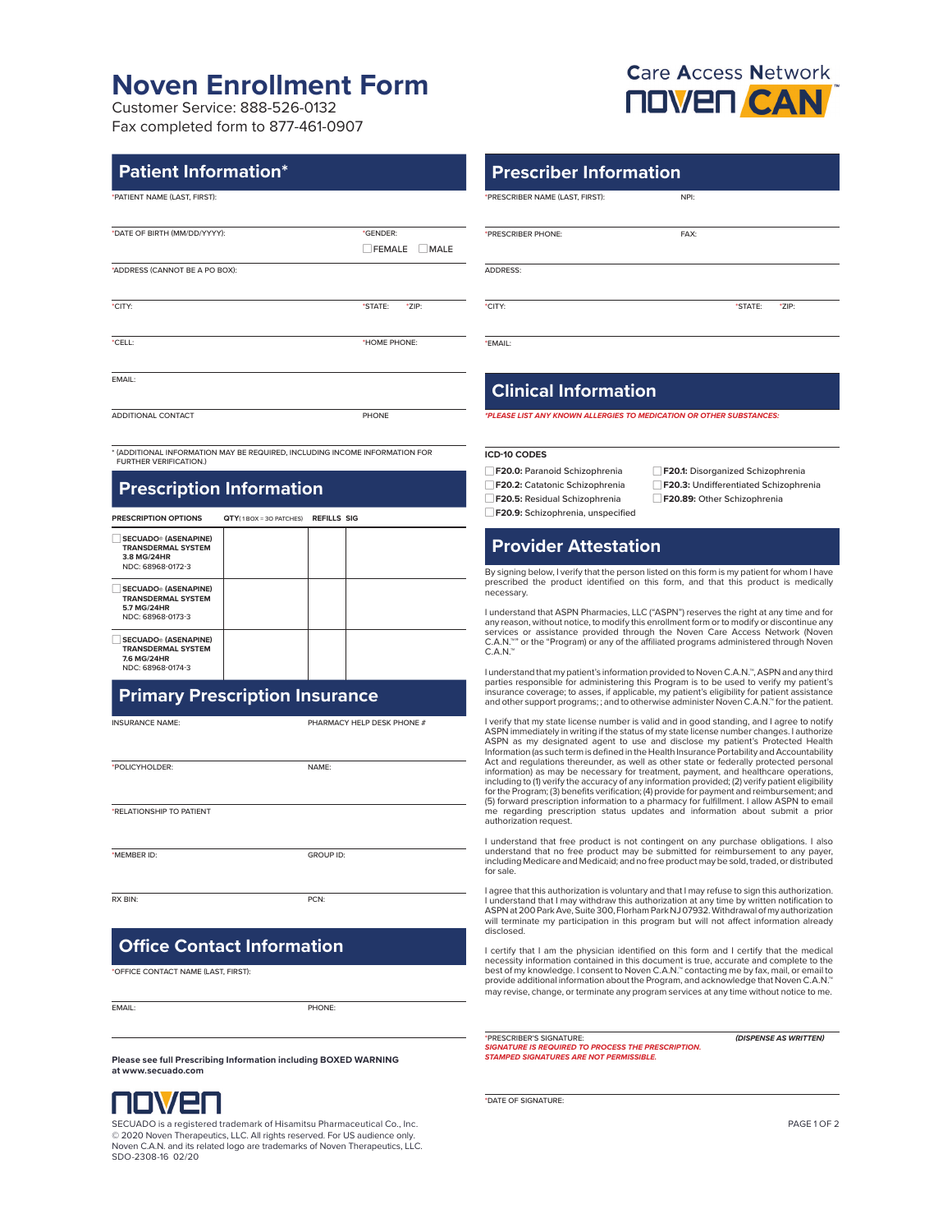# Noven Enrollment Form

Customer Service: 888-526-0132
Fax completed form to 877-461-0907

Care Access Network
noven CAN

## Patient Information*

*PATIENT NAME (LAST, FIRST):

*DATE OF BIRTH (MM/DD/YYYY): *GENDER: ☐ FEMALE ☐ MALE

*ADDRESS (CANNOT BE A PO BOX):

*CITY: *STATE: *ZIP:

*CELL: *HOME PHONE:

EMAIL:

ADDITIONAL CONTACT PHONE

* (ADDITIONAL INFORMATION MAY BE REQUIRED, INCLUDING INCOME INFORMATION FOR FURTHER VERIFICATION.)

## Prescription Information

| PRESCRIPTION OPTIONS | QTY (1 BOX = 30 PATCHES) | REFILLS | SIG |
|---|---|---|---|
| ☐ **SECUADO® (ASENAPINE) TRANSDERMAL SYSTEM 3.8 MG/24HR** NDC: 68968-0172-3 | | | |
| ☐ **SECUADO® (ASENAPINE) TRANSDERMAL SYSTEM 5.7 MG/24HR** NDC: 68968-0173-3 | | | |
| ☐ **SECUADO® (ASENAPINE) TRANSDERMAL SYSTEM 7.6 MG/24HR** NDC: 68968-0174-3 | | | |

## Primary Prescription Insurance

INSURANCE NAME: PHARMACY HELP DESK PHONE #

*POLICYHOLDER: NAME:

*RELATIONSHIP TO PATIENT

*MEMBER ID: GROUP ID:

RX BIN: PCN:

## Office Contact Information

*OFFICE CONTACT NAME (LAST, FIRST):

EMAIL: PHONE:

**Please see full Prescribing Information including BOXED WARNING at www.secuado.com**

noven

SECUADO is a registered trademark of Hisamitsu Pharmaceutical Co., Inc.
© 2020 Noven Therapeutics, LLC. All rights reserved. For US audience only.
Noven C.A.N. and its related logo are trademarks of Noven Therapeutics, LLC.
SDO-2308-16 02/20

## Prescriber Information

*PRESCRIBER NAME (LAST, FIRST): NPI:

*PRESCRIBER PHONE: FAX:

ADDRESS:

*CITY: *STATE: *ZIP:

*EMAIL:

## Clinical Information

***PLEASE LIST ANY KNOWN ALLERGIES TO MEDICATION OR OTHER SUBSTANCES:***

**ICD-10 CODES**

- ☐ **F20.0:** Paranoid Schizophrenia
- ☐ **F20.1:** Disorganized Schizophrenia
- ☐ **F20.2:** Catatonic Schizophrenia
- ☐ **F20.3:** Undifferentiated Schizophrenia
- ☐ **F20.5:** Residual Schizophrenia
- ☐ **F20.89:** Other Schizophrenia
- ☐ **F20.9:** Schizophrenia, unspecified

## Provider Attestation

By signing below, I verify that the person listed on this form is my patient for whom I have prescribed the product identified on this form, and that this product is medically necessary.

I understand that ASPN Pharmacies, LLC ("ASPN") reserves the right at any time and for any reason, without notice, to modify this enrollment form or to modify or discontinue any services or assistance provided through the Noven Care Access Network (Noven C.A.N.™" or the "Program) or any of the affiliated programs administered through Noven C.A.N.™

I understand that my patient's information provided to Noven C.A.N.™, ASPN and any third parties responsible for administering this Program is to be used to verify my patient's insurance coverage; to asses, if applicable, my patient's eligibility for patient assistance and other support programs; ; and to otherwise administer Noven C.A.N.™ for the patient.

I verify that my state license number is valid and in good standing, and I agree to notify ASPN immediately in writing if the status of my state license number changes. I authorize ASPN as my designated agent to use and disclose my patient's Protected Health Information (as such term is defined in the Health Insurance Portability and Accountability Act and regulations thereunder, as well as other state or federally protected personal information) as may be necessary for treatment, payment, and healthcare operations, including to (1) verify the accuracy of any information provided; (2) verify patient eligibility for the Program; (3) benefits verification; (4) provide for payment and reimbursement; and (5) forward prescription information to a pharmacy for fulfillment. I allow ASPN to email me regarding prescription status updates and information about submit a prior authorization request.

I understand that free product is not contingent on any purchase obligations. I also understand that no free product may be submitted for reimbursement to any payer, including Medicare and Medicaid; and no free product may be sold, traded, or distributed for sale.

I agree that this authorization is voluntary and that I may refuse to sign this authorization. I understand that I may withdraw this authorization at any time by written notification to ASPN at 200 Park Ave, Suite 300, Florham Park NJ 07932. Withdrawal of my authorization will terminate my participation in this program but will not affect information already disclosed.

I certify that I am the physician identified on this form and I certify that the medical necessity information contained in this document is true, accurate and complete to the best of my knowledge. I consent to Noven C.A.N.™ contacting me by fax, mail, or email to provide additional information about the Program, and acknowledge that Noven C.A.N.™ may revise, change, or terminate any program services at any time without notice to me.

*PRESCRIBER'S SIGNATURE: ***(DISPENSE AS WRITTEN)***
***SIGNATURE IS REQUIRED TO PROCESS THE PRESCRIPTION.***
***STAMPED SIGNATURES ARE NOT PERMISSIBLE.***

*DATE OF SIGNATURE: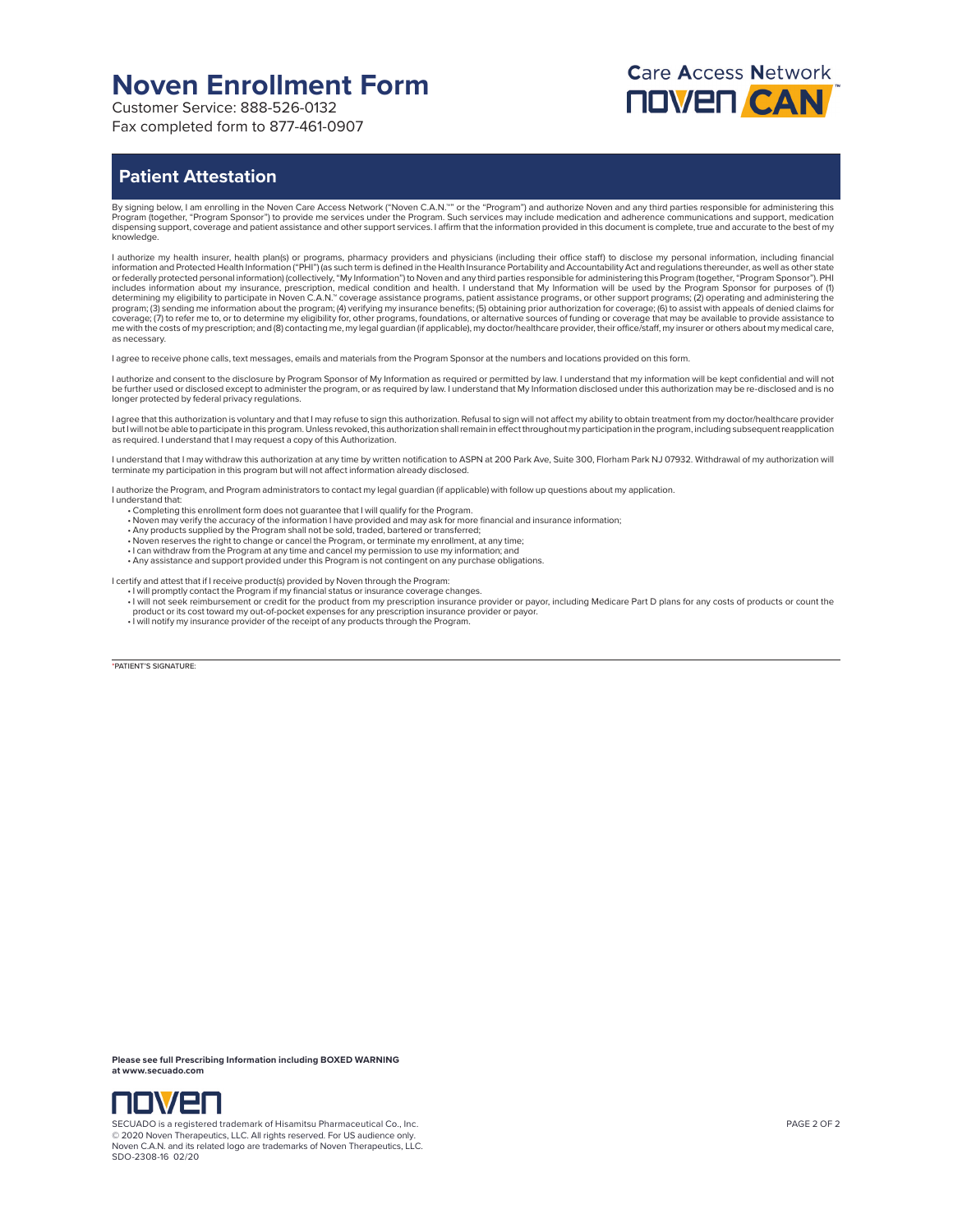# Noven Enrollment Form

Customer Service: 888-526-0132
Fax completed form to 877-461-0907

Care Access Network
NOVEN CAN

## Patient Attestation

By signing below, I am enrolling in the Noven Care Access Network ("Noven C.A.N.™" or the "Program") and authorize Noven and any third parties responsible for administering this Program (together, "Program Sponsor") to provide me services under the Program. Such services may include medication and adherence communications and support, medication dispensing support, coverage and patient assistance and other support services. I affirm that the information provided in this document is complete, true and accurate to the best of my knowledge.

I authorize my health insurer, health plan(s) or programs, pharmacy providers and physicians (including their office staff) to disclose my personal information, including financial information and Protected Health Information ("PHI") (as such term is defined in the Health Insurance Portability and Accountability Act and regulations thereunder, as well as other state or federally protected personal information) (collectively, "My Information") to Noven and any third parties responsible for administering this Program (together, "Program Sponsor"). PHI includes information about my insurance, prescription, medical condition and health. I understand that My Information will be used by the Program Sponsor for purposes of (1) determining my eligibility to participate in Noven C.A.N.™ coverage assistance programs, patient assistance programs, or other support programs; (2) operating and administering the program; (3) sending me information about the program; (4) verifying my insurance benefits; (5) obtaining prior authorization for coverage; (6) to assist with appeals of denied claims for coverage; (7) to refer me to, or to determine my eligibility for, other programs, foundations, or alternative sources of funding or coverage that may be available to provide assistance to me with the costs of my prescription; and (8) contacting me, my legal guardian (if applicable), my doctor/healthcare provider, their office/staff, my insurer or others about my medical care, as necessary.

I agree to receive phone calls, text messages, emails and materials from the Program Sponsor at the numbers and locations provided on this form.

I authorize and consent to the disclosure by Program Sponsor of My Information as required or permitted by law. I understand that my information will be kept confidential and will not be further used or disclosed except to administer the program, or as required by law. I understand that My Information disclosed under this authorization may be re-disclosed and is no longer protected by federal privacy regulations.

I agree that this authorization is voluntary and that I may refuse to sign this authorization. Refusal to sign will not affect my ability to obtain treatment from my doctor/healthcare provider but I will not be able to participate in this program. Unless revoked, this authorization shall remain in effect throughout my participation in the program, including subsequent reapplication as required. I understand that I may request a copy of this Authorization.

I understand that I may withdraw this authorization at any time by written notification to ASPN at 200 Park Ave, Suite 300, Florham Park NJ 07932. Withdrawal of my authorization will terminate my participation in this program but will not affect information already disclosed.

I authorize the Program, and Program administrators to contact my legal guardian (if applicable) with follow up questions about my application.
I understand that:

- Completing this enrollment form does not guarantee that I will qualify for the Program.
- Noven may verify the accuracy of the information I have provided and may ask for more financial and insurance information;
- Any products supplied by the Program shall not be sold, traded, bartered or transferred;
- Noven reserves the right to change or cancel the Program, or terminate my enrollment, at any time;
- I can withdraw from the Program at any time and cancel my permission to use my information; and
- Any assistance and support provided under this Program is not contingent on any purchase obligations.

I certify and attest that if I receive product(s) provided by Noven through the Program:

- I will promptly contact the Program if my financial status or insurance coverage changes.
- I will not seek reimbursement or credit for the product from my prescription insurance provider or payor, including Medicare Part D plans for any costs of products or count the product or its cost toward my out-of-pocket expenses for any prescription insurance provider or payor.
- I will notify my insurance provider of the receipt of any products through the Program.

*PATIENT'S SIGNATURE:

**Please see full Prescribing Information including BOXED WARNING at www.secuado.com**

noven

SECUADO is a registered trademark of Hisamitsu Pharmaceutical Co., Inc.
© 2020 Noven Therapeutics, LLC. All rights reserved. For US audience only.
Noven C.A.N. and its related logo are trademarks of Noven Therapeutics, LLC.
SDO-2308-16 02/20